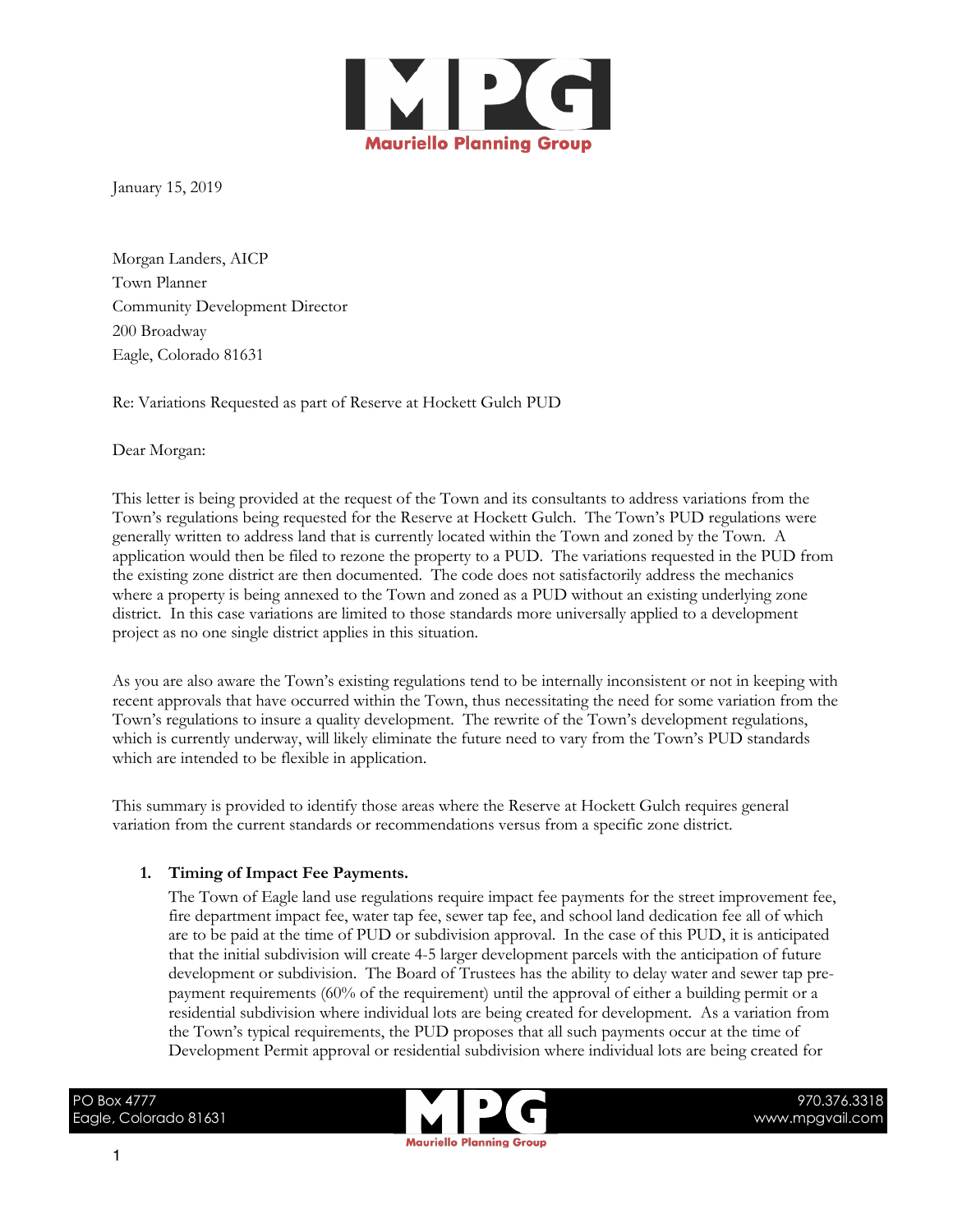January 15, 2019

Morgan Landers, AICP
Town Planner
Community Development Director
200 Broadway
Eagle, Colorado 81631

Re: Variations Requested as part of Reserve at Hockett Gulch PUD

Dear Morgan:

This letter is being provided at the request of the Town and its consultants to address variations from the Town's regulations being requested for the Reserve at Hockett Gulch. The Town's PUD regulations were generally written to address land that is currently located within the Town and zoned by the Town. A application would then be filed to rezone the property to a PUD. The variations requested in the PUD from the existing zone district are then documented. The code does not satisfactorily address the mechanics where a property is being annexed to the Town and zoned as a PUD without an existing underlying zone district. In this case variations are limited to those standards more universally applied to a development project as no one single district applies in this situation.

As you are also aware the Town's existing regulations tend to be internally inconsistent or not in keeping with recent approvals that have occurred within the Town, thus necessitating the need for some variation from the Town's regulations to insure a quality development. The rewrite of the Town's development regulations, which is currently underway, will likely eliminate the future need to vary from the Town's PUD standards which are intended to be flexible in application.

This summary is provided to identify those areas where the Reserve at Hockett Gulch requires general variation from the current standards or recommendations versus from a specific zone district.

1. **Timing of Impact Fee Payments.**
   The Town of Eagle land use regulations require impact fee payments for the street improvement fee, fire department impact fee, water tap fee, sewer tap fee, and school land dedication fee all of which are to be paid at the time of PUD or subdivision approval. In the case of this PUD, it is anticipated that the initial subdivision will create 4-5 larger development parcels with the anticipation of future development or subdivision. The Board of Trustees has the ability to delay water and sewer tap pre-payment requirements (60% of the requirement) until the approval of either a building permit or a residential subdivision where individual lots are being created for development. As a variation from the Town's typical requirements, the PUD proposes that all such payments occur at the time of Development Permit approval or residential subdivision where individual lots are being created for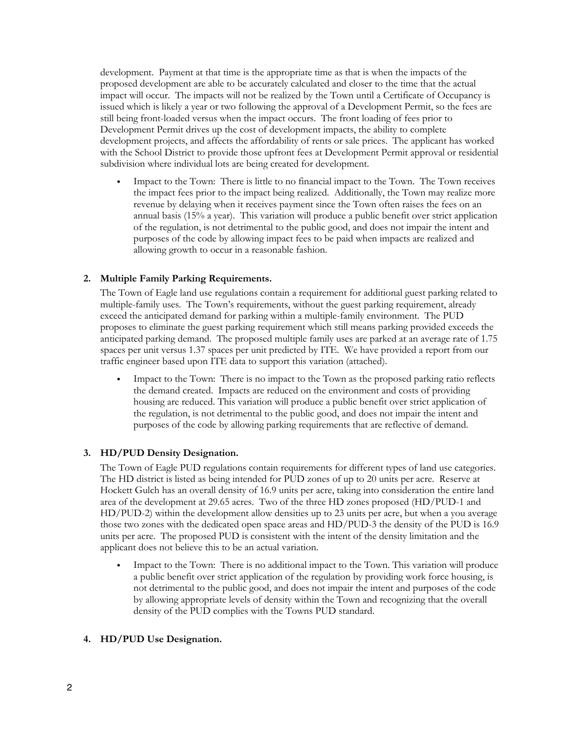development. Payment at that time is the appropriate time as that is when the impacts of the proposed development are able to be accurately calculated and closer to the time that the actual impact will occur. The impacts will not be realized by the Town until a Certificate of Occupancy is issued which is likely a year or two following the approval of a Development Permit, so the fees are still being front-loaded versus when the impact occurs. The front loading of fees prior to Development Permit drives up the cost of development impacts, the ability to complete development projects, and affects the affordability of rents or sale prices. The applicant has worked with the School District to provide those upfront fees at Development Permit approval or residential subdivision where individual lots are being created for development.

- Impact to the Town: There is little to no financial impact to the Town. The Town receives the impact fees prior to the impact being realized. Additionally, the Town may realize more revenue by delaying when it receives payment since the Town often raises the fees on an annual basis (15% a year). This variation will produce a public benefit over strict application of the regulation, is not detrimental to the public good, and does not impair the intent and purposes of the code by allowing impact fees to be paid when impacts are realized and allowing growth to occur in a reasonable fashion.

**2. Multiple Family Parking Requirements.**

The Town of Eagle land use regulations contain a requirement for additional guest parking related to multiple-family uses. The Town's requirements, without the guest parking requirement, already exceed the anticipated demand for parking within a multiple-family environment. The PUD proposes to eliminate the guest parking requirement which still means parking provided exceeds the anticipated parking demand. The proposed multiple family uses are parked at an average rate of 1.75 spaces per unit versus 1.37 spaces per unit predicted by ITE. We have provided a report from our traffic engineer based upon ITE data to support this variation (attached).

- Impact to the Town: There is no impact to the Town as the proposed parking ratio reflects the demand created. Impacts are reduced on the environment and costs of providing housing are reduced. This variation will produce a public benefit over strict application of the regulation, is not detrimental to the public good, and does not impair the intent and purposes of the code by allowing parking requirements that are reflective of demand.

**3. HD/PUD Density Designation.**

The Town of Eagle PUD regulations contain requirements for different types of land use categories. The HD district is listed as being intended for PUD zones of up to 20 units per acre. Reserve at Hockett Gulch has an overall density of 16.9 units per acre, taking into consideration the entire land area of the development at 29.65 acres. Two of the three HD zones proposed (HD/PUD-1 and HD/PUD-2) within the development allow densities up to 23 units per acre, but when a you average those two zones with the dedicated open space areas and HD/PUD-3 the density of the PUD is 16.9 units per acre. The proposed PUD is consistent with the intent of the density limitation and the applicant does not believe this to be an actual variation.

- Impact to the Town: There is no additional impact to the Town. This variation will produce a public benefit over strict application of the regulation by providing work force housing, is not detrimental to the public good, and does not impair the intent and purposes of the code by allowing appropriate levels of density within the Town and recognizing that the overall density of the PUD complies with the Towns PUD standard.

**4. HD/PUD Use Designation.**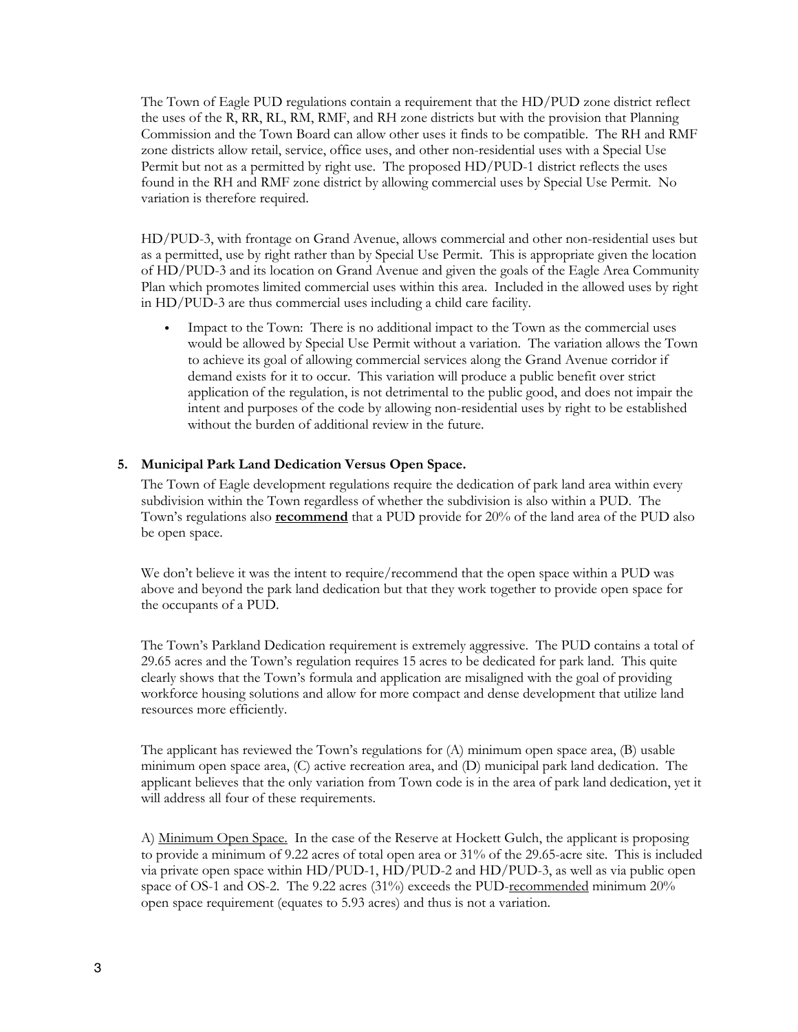The Town of Eagle PUD regulations contain a requirement that the HD/PUD zone district reflect the uses of the R, RR, RL, RM, RMF, and RH zone districts but with the provision that Planning Commission and the Town Board can allow other uses it finds to be compatible. The RH and RMF zone districts allow retail, service, office uses, and other non-residential uses with a Special Use Permit but not as a permitted by right use. The proposed HD/PUD-1 district reflects the uses found in the RH and RMF zone district by allowing commercial uses by Special Use Permit. No variation is therefore required.

HD/PUD-3, with frontage on Grand Avenue, allows commercial and other non-residential uses but as a permitted, use by right rather than by Special Use Permit. This is appropriate given the location of HD/PUD-3 and its location on Grand Avenue and given the goals of the Eagle Area Community Plan which promotes limited commercial uses within this area. Included in the allowed uses by right in HD/PUD-3 are thus commercial uses including a child care facility.

- Impact to the Town: There is no additional impact to the Town as the commercial uses would be allowed by Special Use Permit without a variation. The variation allows the Town to achieve its goal of allowing commercial services along the Grand Avenue corridor if demand exists for it to occur. This variation will produce a public benefit over strict application of the regulation, is not detrimental to the public good, and does not impair the intent and purposes of the code by allowing non-residential uses by right to be established without the burden of additional review in the future.

**5. Municipal Park Land Dedication Versus Open Space.**

The Town of Eagle development regulations require the dedication of park land area within every subdivision within the Town regardless of whether the subdivision is also within a PUD. The Town's regulations also **recommend** that a PUD provide for 20% of the land area of the PUD also be open space.

We don't believe it was the intent to require/recommend that the open space within a PUD was above and beyond the park land dedication but that they work together to provide open space for the occupants of a PUD.

The Town's Parkland Dedication requirement is extremely aggressive. The PUD contains a total of 29.65 acres and the Town's regulation requires 15 acres to be dedicated for park land. This quite clearly shows that the Town's formula and application are misaligned with the goal of providing workforce housing solutions and allow for more compact and dense development that utilize land resources more efficiently.

The applicant has reviewed the Town's regulations for (A) minimum open space area, (B) usable minimum open space area, (C) active recreation area, and (D) municipal park land dedication. The applicant believes that the only variation from Town code is in the area of park land dedication, yet it will address all four of these requirements.

A) Minimum Open Space. In the case of the Reserve at Hockett Gulch, the applicant is proposing to provide a minimum of 9.22 acres of total open area or 31% of the 29.65-acre site. This is included via private open space within HD/PUD-1, HD/PUD-2 and HD/PUD-3, as well as via public open space of OS-1 and OS-2. The 9.22 acres (31%) exceeds the PUD-recommended minimum 20% open space requirement (equates to 5.93 acres) and thus is not a variation.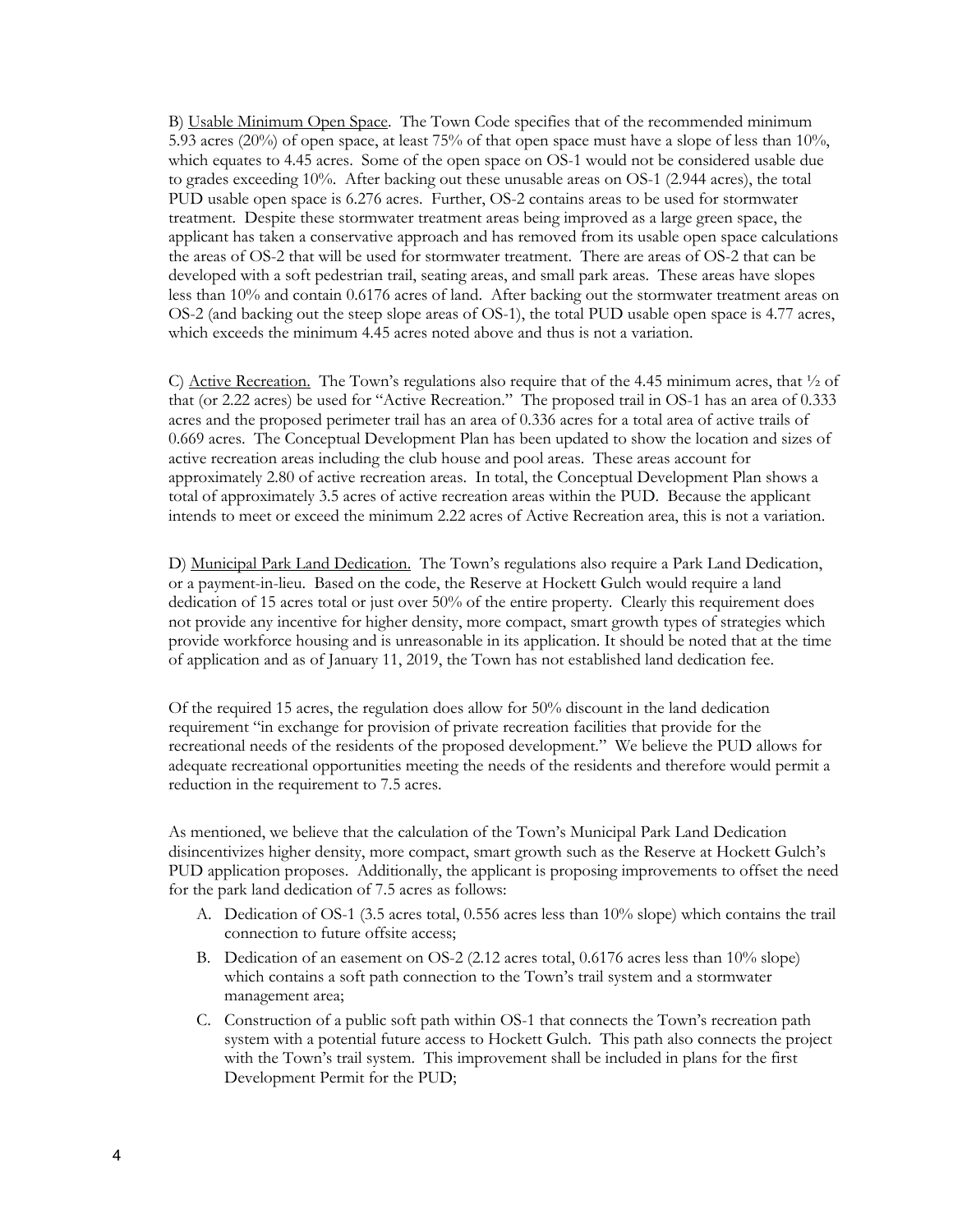B) <u>Usable Minimum Open Space</u>. The Town Code specifies that of the recommended minimum 5.93 acres (20%) of open space, at least 75% of that open space must have a slope of less than 10%, which equates to 4.45 acres. Some of the open space on OS-1 would not be considered usable due to grades exceeding 10%. After backing out these unusable areas on OS-1 (2.944 acres), the total PUD usable open space is 6.276 acres. Further, OS-2 contains areas to be used for stormwater treatment. Despite these stormwater treatment areas being improved as a large green space, the applicant has taken a conservative approach and has removed from its usable open space calculations the areas of OS-2 that will be used for stormwater treatment. There are areas of OS-2 that can be developed with a soft pedestrian trail, seating areas, and small park areas. These areas have slopes less than 10% and contain 0.6176 acres of land. After backing out the stormwater treatment areas on OS-2 (and backing out the steep slope areas of OS-1), the total PUD usable open space is 4.77 acres, which exceeds the minimum 4.45 acres noted above and thus is not a variation.

C) <u>Active Recreation.</u> The Town's regulations also require that of the 4.45 minimum acres, that ½ of that (or 2.22 acres) be used for "Active Recreation." The proposed trail in OS-1 has an area of 0.333 acres and the proposed perimeter trail has an area of 0.336 acres for a total area of active trails of 0.669 acres. The Conceptual Development Plan has been updated to show the location and sizes of active recreation areas including the club house and pool areas. These areas account for approximately 2.80 of active recreation areas. In total, the Conceptual Development Plan shows a total of approximately 3.5 acres of active recreation areas within the PUD. Because the applicant intends to meet or exceed the minimum 2.22 acres of Active Recreation area, this is not a variation.

D) <u>Municipal Park Land Dedication.</u> The Town's regulations also require a Park Land Dedication, or a payment-in-lieu. Based on the code, the Reserve at Hockett Gulch would require a land dedication of 15 acres total or just over 50% of the entire property. Clearly this requirement does not provide any incentive for higher density, more compact, smart growth types of strategies which provide workforce housing and is unreasonable in its application. It should be noted that at the time of application and as of January 11, 2019, the Town has not established land dedication fee.

Of the required 15 acres, the regulation does allow for 50% discount in the land dedication requirement "in exchange for provision of private recreation facilities that provide for the recreational needs of the residents of the proposed development." We believe the PUD allows for adequate recreational opportunities meeting the needs of the residents and therefore would permit a reduction in the requirement to 7.5 acres.

As mentioned, we believe that the calculation of the Town's Municipal Park Land Dedication disincentivizes higher density, more compact, smart growth such as the Reserve at Hockett Gulch's PUD application proposes. Additionally, the applicant is proposing improvements to offset the need for the park land dedication of 7.5 acres as follows:

A. Dedication of OS-1 (3.5 acres total, 0.556 acres less than 10% slope) which contains the trail connection to future offsite access;
B. Dedication of an easement on OS-2 (2.12 acres total, 0.6176 acres less than 10% slope) which contains a soft path connection to the Town's trail system and a stormwater management area;
C. Construction of a public soft path within OS-1 that connects the Town's recreation path system with a potential future access to Hockett Gulch. This path also connects the project with the Town's trail system. This improvement shall be included in plans for the first Development Permit for the PUD;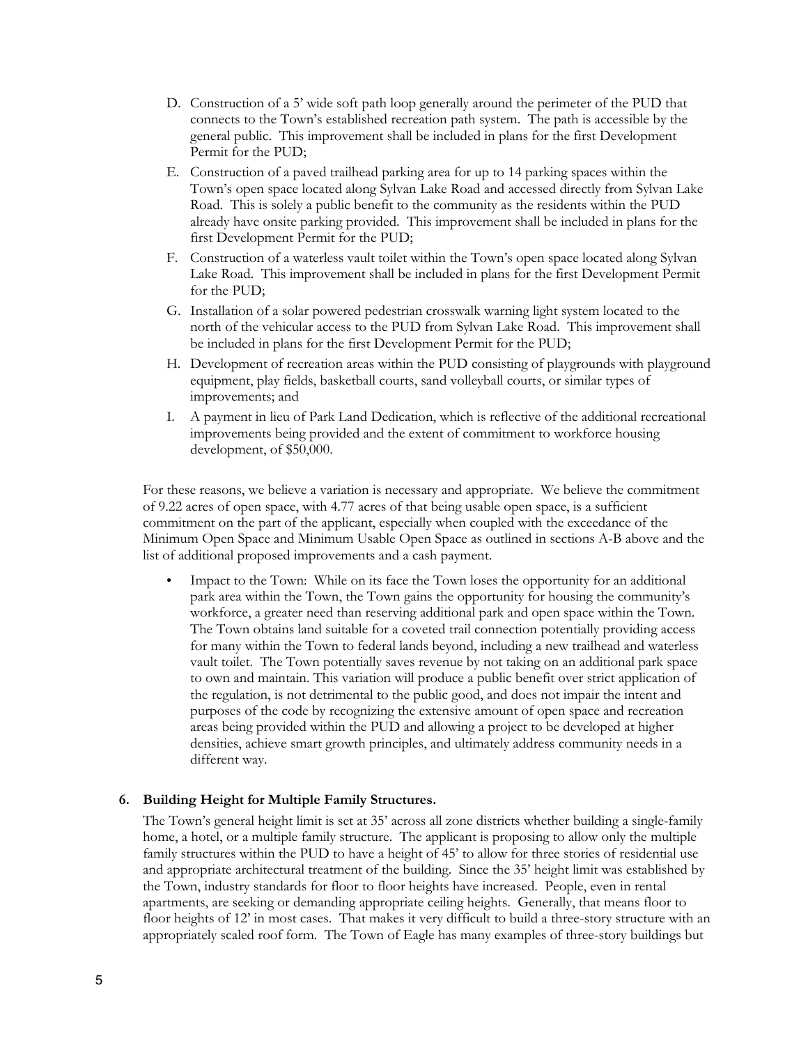D. Construction of a 5' wide soft path loop generally around the perimeter of the PUD that connects to the Town's established recreation path system. The path is accessible by the general public. This improvement shall be included in plans for the first Development Permit for the PUD;

E. Construction of a paved trailhead parking area for up to 14 parking spaces within the Town's open space located along Sylvan Lake Road and accessed directly from Sylvan Lake Road. This is solely a public benefit to the community as the residents within the PUD already have onsite parking provided. This improvement shall be included in plans for the first Development Permit for the PUD;

F. Construction of a waterless vault toilet within the Town's open space located along Sylvan Lake Road. This improvement shall be included in plans for the first Development Permit for the PUD;

G. Installation of a solar powered pedestrian crosswalk warning light system located to the north of the vehicular access to the PUD from Sylvan Lake Road. This improvement shall be included in plans for the first Development Permit for the PUD;

H. Development of recreation areas within the PUD consisting of playgrounds with playground equipment, play fields, basketball courts, sand volleyball courts, or similar types of improvements; and

I. A payment in lieu of Park Land Dedication, which is reflective of the additional recreational improvements being provided and the extent of commitment to workforce housing development, of $50,000.

For these reasons, we believe a variation is necessary and appropriate. We believe the commitment of 9.22 acres of open space, with 4.77 acres of that being usable open space, is a sufficient commitment on the part of the applicant, especially when coupled with the exceedance of the Minimum Open Space and Minimum Usable Open Space as outlined in sections A-B above and the list of additional proposed improvements and a cash payment.

- Impact to the Town: While on its face the Town loses the opportunity for an additional park area within the Town, the Town gains the opportunity for housing the community's workforce, a greater need than reserving additional park and open space within the Town. The Town obtains land suitable for a coveted trail connection potentially providing access for many within the Town to federal lands beyond, including a new trailhead and waterless vault toilet. The Town potentially saves revenue by not taking on an additional park space to own and maintain. This variation will produce a public benefit over strict application of the regulation, is not detrimental to the public good, and does not impair the intent and purposes of the code by recognizing the extensive amount of open space and recreation areas being provided within the PUD and allowing a project to be developed at higher densities, achieve smart growth principles, and ultimately address community needs in a different way.

**6. Building Height for Multiple Family Structures.**

The Town's general height limit is set at 35' across all zone districts whether building a single-family home, a hotel, or a multiple family structure. The applicant is proposing to allow only the multiple family structures within the PUD to have a height of 45' to allow for three stories of residential use and appropriate architectural treatment of the building. Since the 35' height limit was established by the Town, industry standards for floor to floor heights have increased. People, even in rental apartments, are seeking or demanding appropriate ceiling heights. Generally, that means floor to floor heights of 12' in most cases. That makes it very difficult to build a three-story structure with an appropriately scaled roof form. The Town of Eagle has many examples of three-story buildings but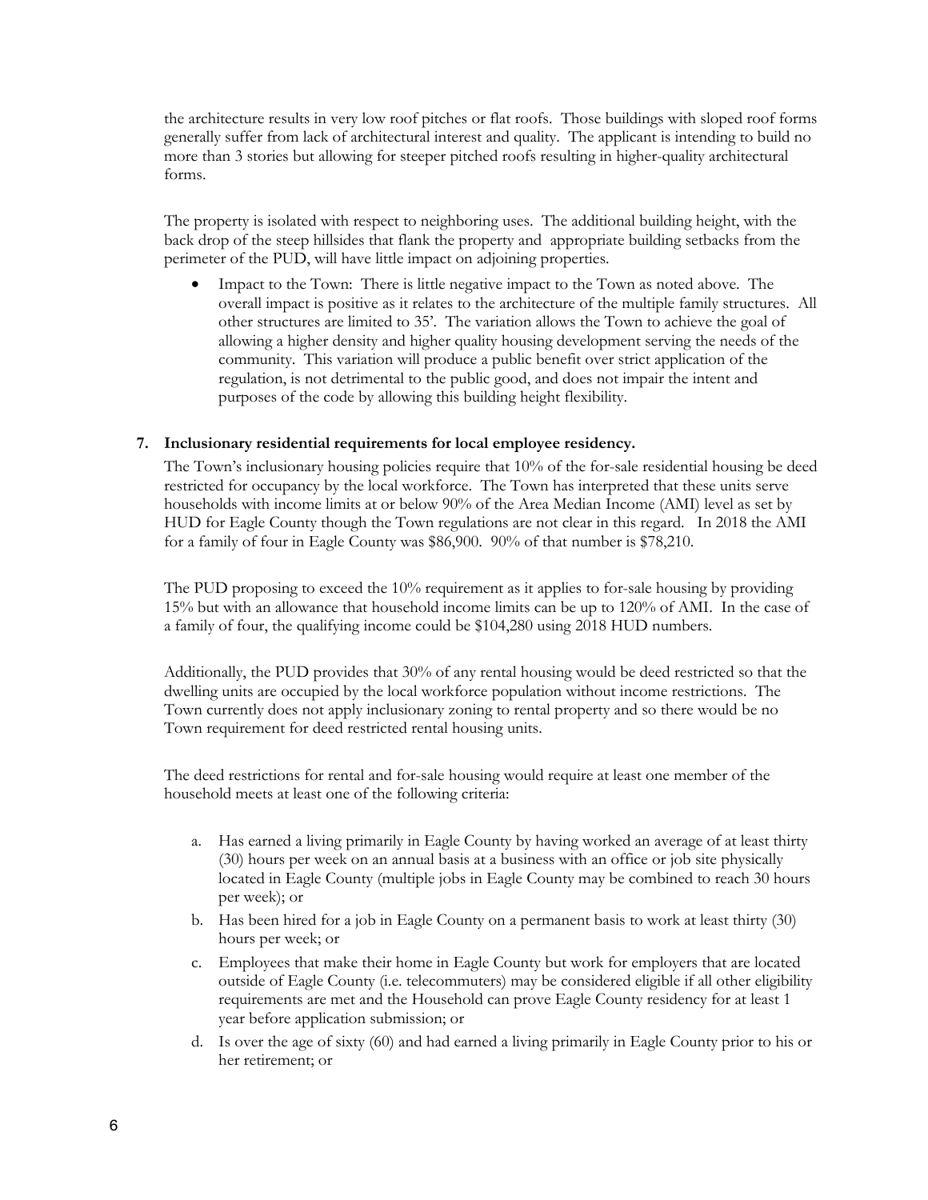the architecture results in very low roof pitches or flat roofs. Those buildings with sloped roof forms generally suffer from lack of architectural interest and quality. The applicant is intending to build no more than 3 stories but allowing for steeper pitched roofs resulting in higher-quality architectural forms.

The property is isolated with respect to neighboring uses. The additional building height, with the back drop of the steep hillsides that flank the property and appropriate building setbacks from the perimeter of the PUD, will have little impact on adjoining properties.

- Impact to the Town: There is little negative impact to the Town as noted above. The overall impact is positive as it relates to the architecture of the multiple family structures. All other structures are limited to 35'. The variation allows the Town to achieve the goal of allowing a higher density and higher quality housing development serving the needs of the community. This variation will produce a public benefit over strict application of the regulation, is not detrimental to the public good, and does not impair the intent and purposes of the code by allowing this building height flexibility.

**7. Inclusionary residential requirements for local employee residency.**

The Town's inclusionary housing policies require that 10% of the for-sale residential housing be deed restricted for occupancy by the local workforce. The Town has interpreted that these units serve households with income limits at or below 90% of the Area Median Income (AMI) level as set by HUD for Eagle County though the Town regulations are not clear in this regard. In 2018 the AMI for a family of four in Eagle County was $86,900. 90% of that number is $78,210.

The PUD proposing to exceed the 10% requirement as it applies to for-sale housing by providing 15% but with an allowance that household income limits can be up to 120% of AMI. In the case of a family of four, the qualifying income could be $104,280 using 2018 HUD numbers.

Additionally, the PUD provides that 30% of any rental housing would be deed restricted so that the dwelling units are occupied by the local workforce population without income restrictions. The Town currently does not apply inclusionary zoning to rental property and so there would be no Town requirement for deed restricted rental housing units.

The deed restrictions for rental and for-sale housing would require at least one member of the household meets at least one of the following criteria:

a. Has earned a living primarily in Eagle County by having worked an average of at least thirty (30) hours per week on an annual basis at a business with an office or job site physically located in Eagle County (multiple jobs in Eagle County may be combined to reach 30 hours per week); or

b. Has been hired for a job in Eagle County on a permanent basis to work at least thirty (30) hours per week; or

c. Employees that make their home in Eagle County but work for employers that are located outside of Eagle County (i.e. telecommuters) may be considered eligible if all other eligibility requirements are met and the Household can prove Eagle County residency for at least 1 year before application submission; or

d. Is over the age of sixty (60) and had earned a living primarily in Eagle County prior to his or her retirement; or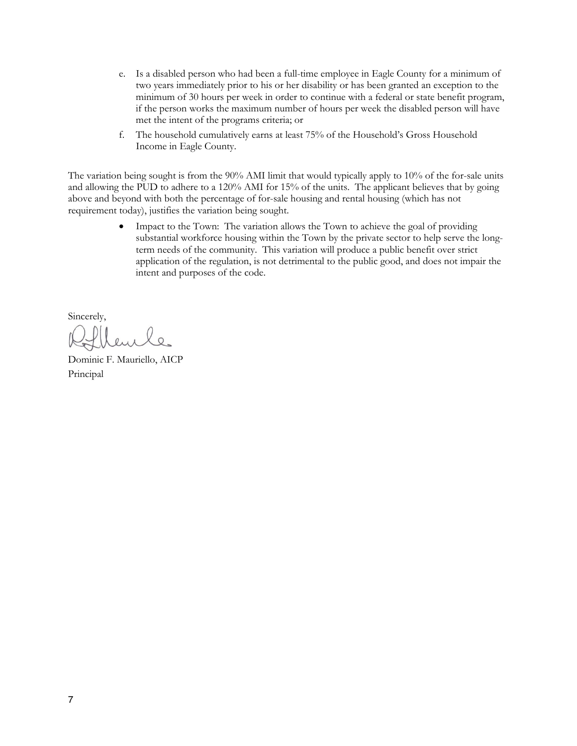e. Is a disabled person who had been a full-time employee in Eagle County for a minimum of two years immediately prior to his or her disability or has been granted an exception to the minimum of 30 hours per week in order to continue with a federal or state benefit program, if the person works the maximum number of hours per week the disabled person will have met the intent of the programs criteria; or

f. The household cumulatively earns at least 75% of the Household's Gross Household Income in Eagle County.

The variation being sought is from the 90% AMI limit that would typically apply to 10% of the for-sale units and allowing the PUD to adhere to a 120% AMI for 15% of the units. The applicant believes that by going above and beyond with both the percentage of for-sale housing and rental housing (which has not requirement today), justifies the variation being sought.

- Impact to the Town: The variation allows the Town to achieve the goal of providing substantial workforce housing within the Town by the private sector to help serve the long-term needs of the community. This variation will produce a public benefit over strict application of the regulation, is not detrimental to the public good, and does not impair the intent and purposes of the code.

Sincerely,

Dominic F. Mauriello, AICP
Principal